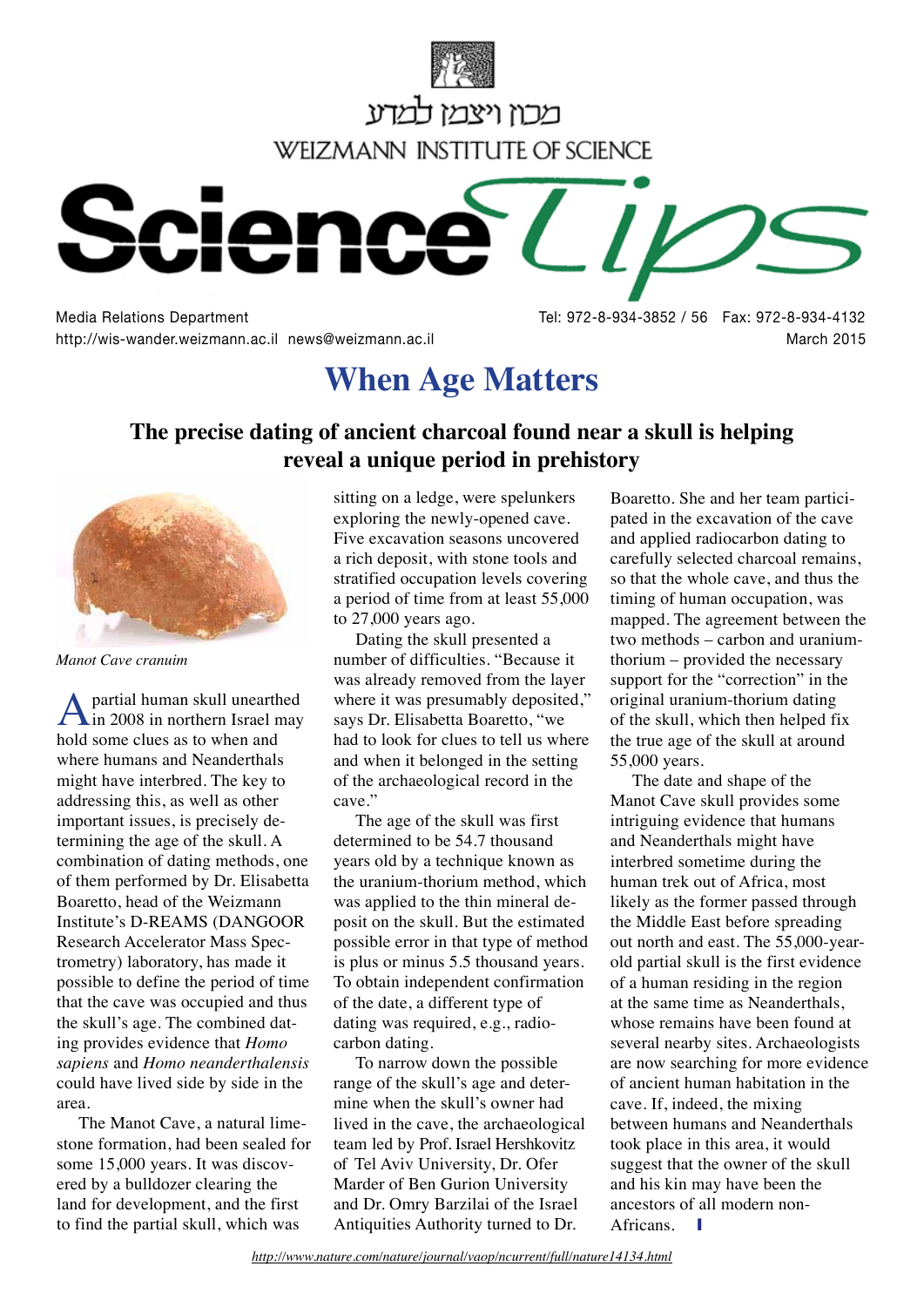מכון ויצמן למדע

WEIZMANN INSTITUTE OF SCIENCE

# Science Tips

Media Relations Department
http://wis-wander.weizmann.ac.il news@weizmann.ac.il

Tel: 972-8-934-3852 / 56 Fax: 972-8-934-4132
March 2015

# When Age Matters

## The precise dating of ancient charcoal found near a skull is helping reveal a unique period in prehistory

*Manot Cave cranuim*

A partial human skull unearthed in 2008 in northern Israel may hold some clues as to when and where humans and Neanderthals might have interbred. The key to addressing this, as well as other important issues, is precisely determining the age of the skull. A combination of dating methods, one of them performed by Dr. Elisabetta Boaretto, head of the Weizmann Institute's D-REAMS (DANGOOR Research Accelerator Mass Spectrometry) laboratory, has made it possible to define the period of time that the cave was occupied and thus the skull's age. The combined dating provides evidence that *Homo sapiens* and *Homo neanderthalensis* could have lived side by side in the area.

The Manot Cave, a natural limestone formation, had been sealed for some 15,000 years. It was discovered by a bulldozer clearing the land for development, and the first to find the partial skull, which was sitting on a ledge, were spelunkers exploring the newly-opened cave. Five excavation seasons uncovered a rich deposit, with stone tools and stratified occupation levels covering a period of time from at least 55,000 to 27,000 years ago.

Dating the skull presented a number of difficulties. "Because it was already removed from the layer where it was presumably deposited," says Dr. Elisabetta Boaretto, "we had to look for clues to tell us where and when it belonged in the setting of the archaeological record in the cave."

The age of the skull was first determined to be 54.7 thousand years old by a technique known as the uranium-thorium method, which was applied to the thin mineral deposit on the skull. But the estimated possible error in that type of method is plus or minus 5.5 thousand years. To obtain independent confirmation of the date, a different type of dating was required, e.g., radiocarbon dating.

To narrow down the possible range of the skull's age and determine when the skull's owner had lived in the cave, the archaeological team led by Prof. Israel Hershkovitz of Tel Aviv University, Dr. Ofer Marder of Ben Gurion University and Dr. Omry Barzilai of the Israel Antiquities Authority turned to Dr. Boaretto. She and her team participated in the excavation of the cave and applied radiocarbon dating to carefully selected charcoal remains, so that the whole cave, and thus the timing of human occupation, was mapped. The agreement between the two methods – carbon and uranium-thorium – provided the necessary support for the "correction" in the original uranium-thorium dating of the skull, which then helped fix the true age of the skull at around 55,000 years.

The date and shape of the Manot Cave skull provides some intriguing evidence that humans and Neanderthals might have interbred sometime during the human trek out of Africa, most likely as the former passed through the Middle East before spreading out north and east. The 55,000-year-old partial skull is the first evidence of a human residing in the region at the same time as Neanderthals, whose remains have been found at several nearby sites. Archaeologists are now searching for more evidence of ancient human habitation in the cave. If, indeed, the mixing between humans and Neanderthals took place in this area, it would suggest that the owner of the skull and his kin may have been the ancestors of all modern non-Africans.

http://www.nature.com/nature/journal/vaop/ncurrent/full/nature14134.html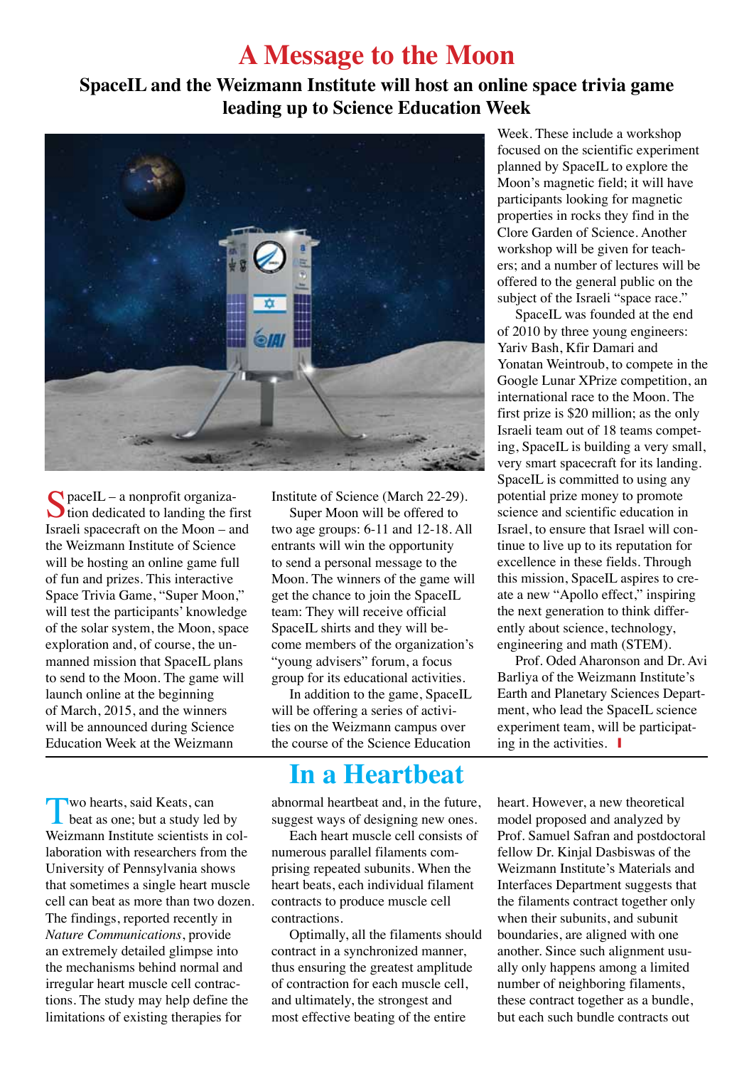# A Message to the Moon

## SpaceIL and the Weizmann Institute will host an online space trivia game leading up to Science Education Week

SpaceIL – a nonprofit organization dedicated to landing the first Israeli spacecraft on the Moon – and the Weizmann Institute of Science will be hosting an online game full of fun and prizes. This interactive Space Trivia Game, "Super Moon," will test the participants' knowledge of the solar system, the Moon, space exploration and, of course, the unmanned mission that SpaceIL plans to send to the Moon. The game will launch online at the beginning of March, 2015, and the winners will be announced during Science Education Week at the Weizmann Institute of Science (March 22-29).

Super Moon will be offered to two age groups: 6-11 and 12-18. All entrants will win the opportunity to send a personal message to the Moon. The winners of the game will get the chance to join the SpaceIL team: They will receive official SpaceIL shirts and they will become members of the organization's "young advisers" forum, a focus group for its educational activities.

In addition to the game, SpaceIL will be offering a series of activities on the Weizmann campus over the course of the Science Education Week. These include a workshop focused on the scientific experiment planned by SpaceIL to explore the Moon's magnetic field; it will have participants looking for magnetic properties in rocks they find in the Clore Garden of Science. Another workshop will be given for teachers; and a number of lectures will be offered to the general public on the subject of the Israeli "space race."

SpaceIL was founded at the end of 2010 by three young engineers: Yariv Bash, Kfir Damari and Yonatan Weintroub, to compete in the Google Lunar XPrize competition, an international race to the Moon. The first prize is $20 million; as the only Israeli team out of 18 teams competing, SpaceIL is building a very small, very smart spacecraft for its landing. SpaceIL is committed to using any potential prize money to promote science and scientific education in Israel, to ensure that Israel will continue to live up to its reputation for excellence in these fields. Through this mission, SpaceIL aspires to create a new "Apollo effect," inspiring the next generation to think differently about science, technology, engineering and math (STEM).

Prof. Oded Aharonson and Dr. Avi Barliya of the Weizmann Institute's Earth and Planetary Sciences Department, who lead the SpaceIL science experiment team, will be participating in the activities.

# In a Heartbeat

Two hearts, said Keats, can beat as one; but a study led by Weizmann Institute scientists in collaboration with researchers from the University of Pennsylvania shows that sometimes a single heart muscle cell can beat as more than two dozen. The findings, reported recently in *Nature Communications*, provide an extremely detailed glimpse into the mechanisms behind normal and irregular heart muscle cell contractions. The study may help define the limitations of existing therapies for abnormal heartbeat and, in the future, suggest ways of designing new ones.

Each heart muscle cell consists of numerous parallel filaments comprising repeated subunits. When the heart beats, each individual filament contracts to produce muscle cell contractions.

Optimally, all the filaments should contract in a synchronized manner, thus ensuring the greatest amplitude of contraction for each muscle cell, and ultimately, the strongest and most effective beating of the entire heart. However, a new theoretical model proposed and analyzed by Prof. Samuel Safran and postdoctoral fellow Dr. Kinjal Dasbiswas of the Weizmann Institute's Materials and Interfaces Department suggests that the filaments contract together only when their subunits, and subunit boundaries, are aligned with one another. Since such alignment usually only happens among a limited number of neighboring filaments, these contract together as a bundle, but each such bundle contracts out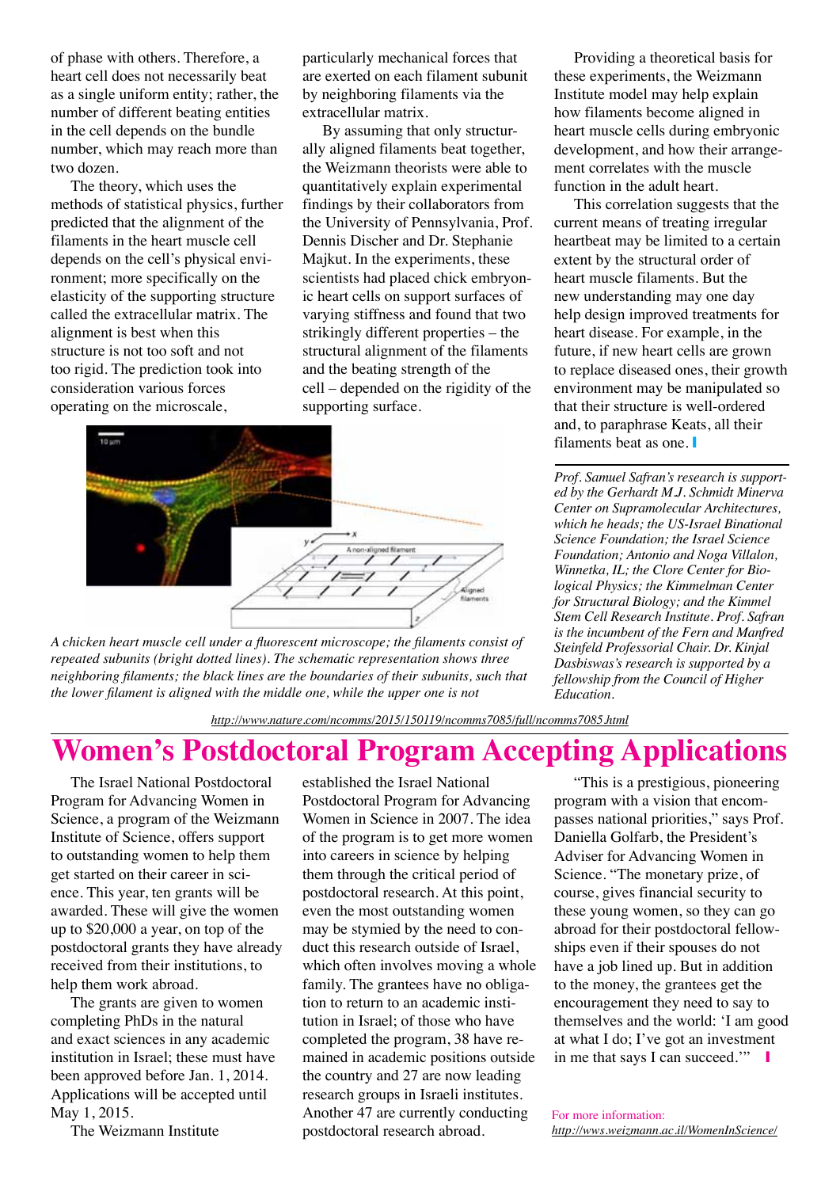of phase with others. Therefore, a heart cell does not necessarily beat as a single uniform entity; rather, the number of different beating entities in the cell depends on the bundle number, which may reach more than two dozen.

The theory, which uses the methods of statistical physics, further predicted that the alignment of the filaments in the heart muscle cell depends on the cell's physical environment; more specifically on the elasticity of the supporting structure called the extracellular matrix. The alignment is best when this structure is not too soft and not too rigid. The prediction took into consideration various forces operating on the microscale, particularly mechanical forces that are exerted on each filament subunit by neighboring filaments via the extracellular matrix.

By assuming that only structurally aligned filaments beat together, the Weizmann theorists were able to quantitatively explain experimental findings by their collaborators from the University of Pennsylvania, Prof. Dennis Discher and Dr. Stephanie Majkut. In the experiments, these scientists had placed chick embryonic heart cells on support surfaces of varying stiffness and found that two strikingly different properties – the structural alignment of the filaments and the beating strength of the cell – depended on the rigidity of the supporting surface.

Providing a theoretical basis for these experiments, the Weizmann Institute model may help explain how filaments become aligned in heart muscle cells during embryonic development, and how their arrangement correlates with the muscle function in the adult heart.

This correlation suggests that the current means of treating irregular heartbeat may be limited to a certain extent by the structural order of heart muscle filaments. But the new understanding may one day help design improved treatments for heart disease. For example, in the future, if new heart cells are grown to replace diseased ones, their growth environment may be manipulated so that their structure is well-ordered and, to paraphrase Keats, all their filaments beat as one.

*A chicken heart muscle cell under a fluorescent microscope; the filaments consist of repeated subunits (bright dotted lines). The schematic representation shows three neighboring filaments; the black lines are the boundaries of their subunits, such that the lower filament is aligned with the middle one, while the upper one is not*

*Prof. Samuel Safran's research is supported by the Gerhardt M.J. Schmidt Minerva Center on Supramolecular Architectures, which he heads; the US-Israel Binational Science Foundation; the Israel Science Foundation; Antonio and Noga Villalon, Winnetka, IL; the Clore Center for Biological Physics; the Kimmelman Center for Structural Biology; and the Kimmel Stem Cell Research Institute. Prof. Safran is the incumbent of the Fern and Manfred Steinfeld Professorial Chair. Dr. Kinjal Dasbiswas's research is supported by a fellowship from the Council of Higher Education.*

http://www.nature.com/ncomms/2015/150119/ncomms7085/full/ncomms7085.html

# Women's Postdoctoral Program Accepting Applications

The Israel National Postdoctoral Program for Advancing Women in Science, a program of the Weizmann Institute of Science, offers support to outstanding women to help them get started on their career in science. This year, ten grants will be awarded. These will give the women up to $20,000 a year, on top of the postdoctoral grants they have already received from their institutions, to help them work abroad.

The grants are given to women completing PhDs in the natural and exact sciences in any academic institution in Israel; these must have been approved before Jan. 1, 2014. Applications will be accepted until May 1, 2015.

The Weizmann Institute established the Israel National Postdoctoral Program for Advancing Women in Science in 2007. The idea of the program is to get more women into careers in science by helping them through the critical period of postdoctoral research. At this point, even the most outstanding women may be stymied by the need to conduct this research outside of Israel, which often involves moving a whole family. The grantees have no obligation to return to an academic institution in Israel; of those who have completed the program, 38 have remained in academic positions outside the country and 27 are now leading research groups in Israeli institutes. Another 47 are currently conducting postdoctoral research abroad.

"This is a prestigious, pioneering program with a vision that encompasses national priorities," says Prof. Daniella Golfarb, the President's Adviser for Advancing Women in Science. "The monetary prize, of course, gives financial security to these young women, so they can go abroad for their postdoctoral fellowships even if their spouses do not have a job lined up. But in addition to the money, the grantees get the encouragement they need to say to themselves and the world: 'I am good at what I do; I've got an investment in me that says I can succeed.'"

For more information:
http://wws.weizmann.ac.il/WomenInScience/